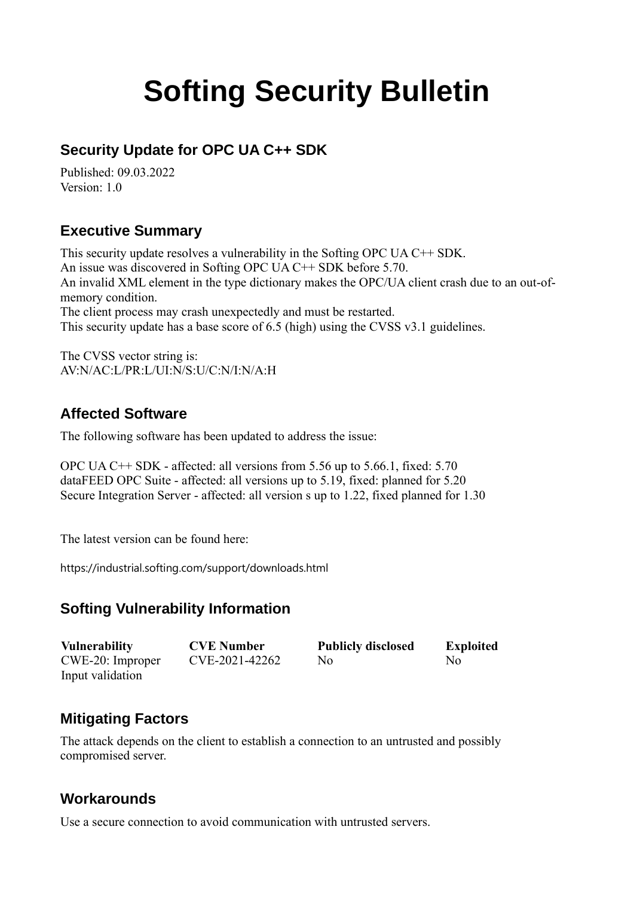# Softing Security Bulletin

## Security Update for OPC UA C++ SDK

Published: 09.03.2022
Version: 1.0

## Executive Summary

This security update resolves a vulnerability in the Softing OPC UA C++ SDK.
An issue was discovered in Softing OPC UA C++ SDK before 5.70.
An invalid XML element in the type dictionary makes the OPC/UA client crash due to an out-of-memory condition.
The client process may crash unexpectedly and must be restarted.
This security update has a base score of 6.5 (high) using the CVSS v3.1 guidelines.

The CVSS vector string is:
AV:N/AC:L/PR:L/UI:N/S:U/C:N/I:N/A:H

## Affected Software

The following software has been updated to address the issue:

OPC UA C++ SDK - affected: all versions from 5.56 up to 5.66.1, fixed: 5.70
dataFEED OPC Suite - affected: all versions up to 5.19, fixed: planned for 5.20
Secure Integration Server - affected: all version s up to 1.22, fixed planned for 1.30

The latest version can be found here:

https://industrial.softing.com/support/downloads.html

## Softing Vulnerability Information

| Vulnerability | CVE Number | Publicly disclosed | Exploited |
|---|---|---|---|
| CWE-20: Improper Input validation | CVE-2021-42262 | No | No |

## Mitigating Factors

The attack depends on the client to establish a connection to an untrusted and possibly compromised server.

## Workarounds

Use a secure connection to avoid communication with untrusted servers.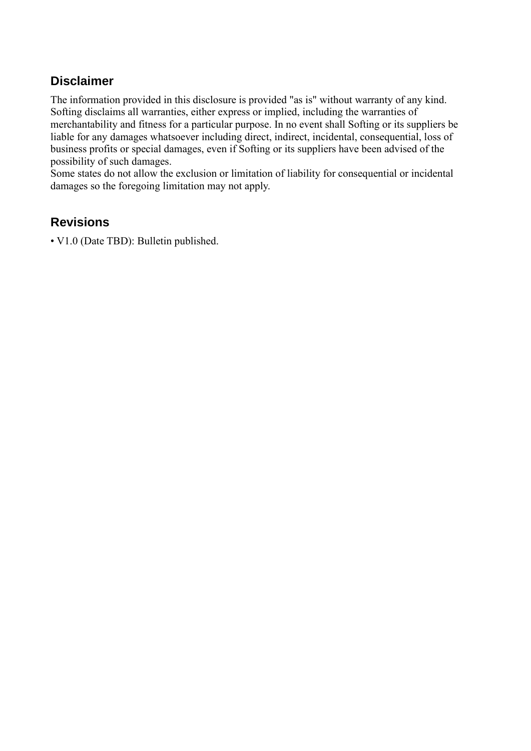## Disclaimer

The information provided in this disclosure is provided "as is" without warranty of any kind. Softing disclaims all warranties, either express or implied, including the warranties of merchantability and fitness for a particular purpose. In no event shall Softing or its suppliers be liable for any damages whatsoever including direct, indirect, incidental, consequential, loss of business profits or special damages, even if Softing or its suppliers have been advised of the possibility of such damages.
Some states do not allow the exclusion or limitation of liability for consequential or incidental damages so the foregoing limitation may not apply.

## Revisions

- V1.0 (Date TBD): Bulletin published.